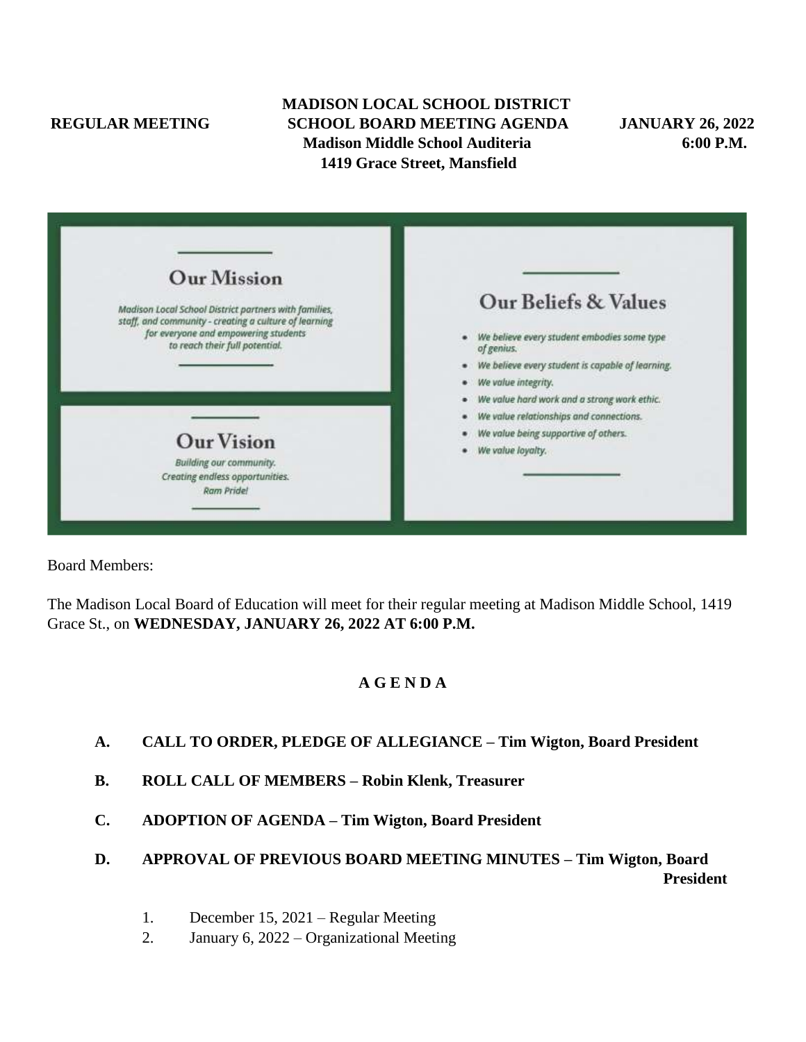**REGULAR MEETING**

# MADISON LOCAL SCHOOL DISTRICT
## SCHOOL BOARD MEETING AGENDA

**JANUARY 26, 2022**
**6:00 P.M.**

**Madison Middle School Auditeria**
**1419 Grace Street, Mansfield**

### Our Mission

*Madison Local School District partners with families, staff, and community - creating a culture of learning for everyone and empowering students to reach their full potential.*

### Our Vision

*Building our community.*
*Creating endless opportunities.*
*Ram Pride!*

### Our Beliefs & Values

- *We believe every student embodies some type of genius.*
- *We believe every student is capable of learning.*
- *We value integrity.*
- *We value hard work and a strong work ethic.*
- *We value relationships and connections.*
- *We value being supportive of others.*
- *We value loyalty.*

Board Members:

The Madison Local Board of Education will meet for their regular meeting at Madison Middle School, 1419 Grace St., on **WEDNESDAY, JANUARY 26, 2022 AT 6:00 P.M.**

## A G E N D A

**A. CALL TO ORDER, PLEDGE OF ALLEGIANCE – Tim Wigton, Board President**

**B. ROLL CALL OF MEMBERS – Robin Klenk, Treasurer**

**C. ADOPTION OF AGENDA – Tim Wigton, Board President**

**D. APPROVAL OF PREVIOUS BOARD MEETING MINUTES – Tim Wigton, Board President**

1. December 15, 2021 – Regular Meeting
2. January 6, 2022 – Organizational Meeting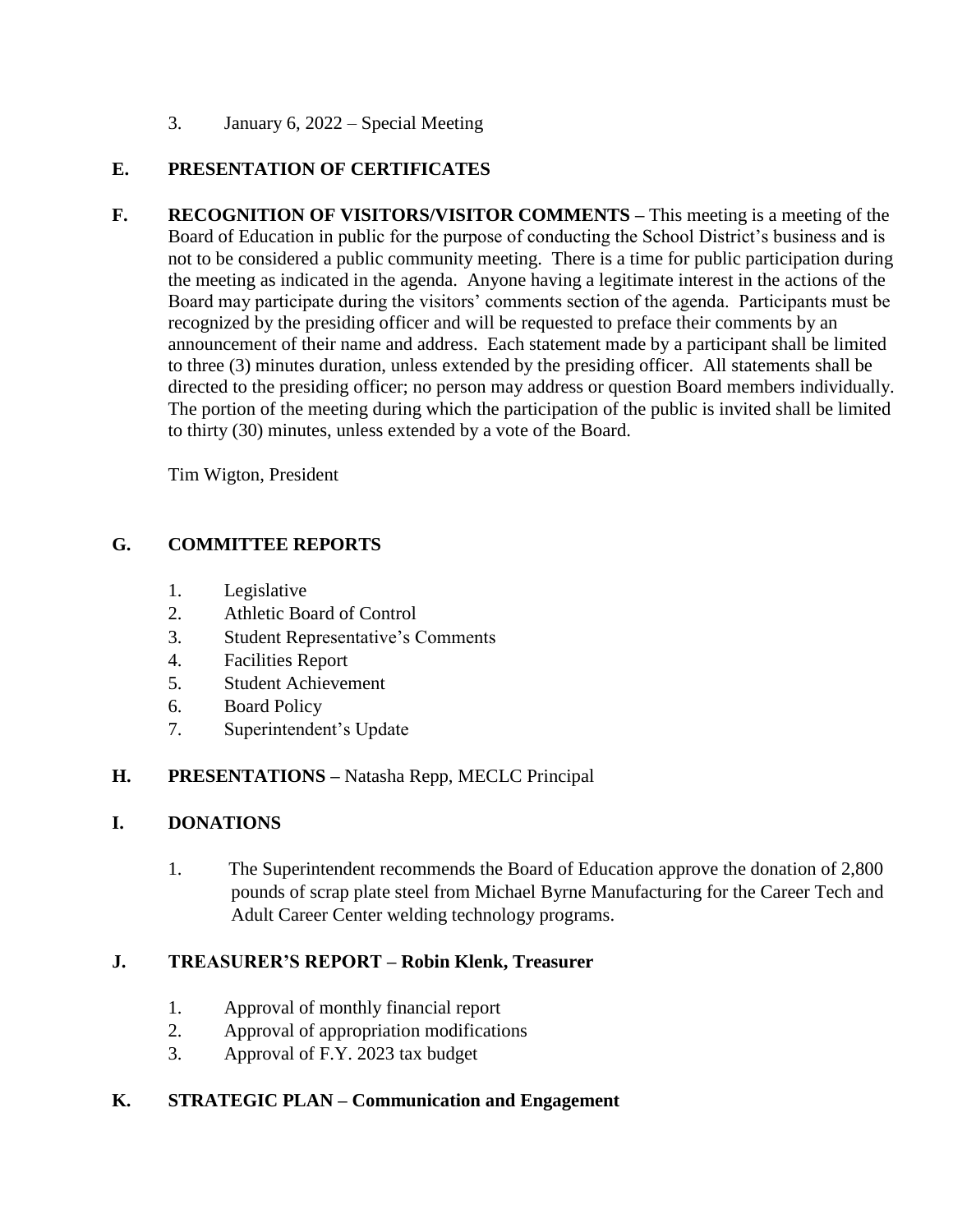3. January 6, 2022 – Special Meeting

## E. PRESENTATION OF CERTIFICATES

## F. RECOGNITION OF VISITORS/VISITOR COMMENTS – 

This meeting is a meeting of the Board of Education in public for the purpose of conducting the School District's business and is not to be considered a public community meeting. There is a time for public participation during the meeting as indicated in the agenda. Anyone having a legitimate interest in the actions of the Board may participate during the visitors' comments section of the agenda. Participants must be recognized by the presiding officer and will be requested to preface their comments by an announcement of their name and address. Each statement made by a participant shall be limited to three (3) minutes duration, unless extended by the presiding officer. All statements shall be directed to the presiding officer; no person may address or question Board members individually. The portion of the meeting during which the participation of the public is invited shall be limited to thirty (30) minutes, unless extended by a vote of the Board.

Tim Wigton, President

## G. COMMITTEE REPORTS

1. Legislative
2. Athletic Board of Control
3. Student Representative's Comments
4. Facilities Report
5. Student Achievement
6. Board Policy
7. Superintendent's Update

## H. PRESENTATIONS – Natasha Repp, MECLC Principal

## I. DONATIONS

1. The Superintendent recommends the Board of Education approve the donation of 2,800 pounds of scrap plate steel from Michael Byrne Manufacturing for the Career Tech and Adult Career Center welding technology programs.

## J. TREASURER'S REPORT – Robin Klenk, Treasurer

1. Approval of monthly financial report
2. Approval of appropriation modifications
3. Approval of F.Y. 2023 tax budget

## K. STRATEGIC PLAN – Communication and Engagement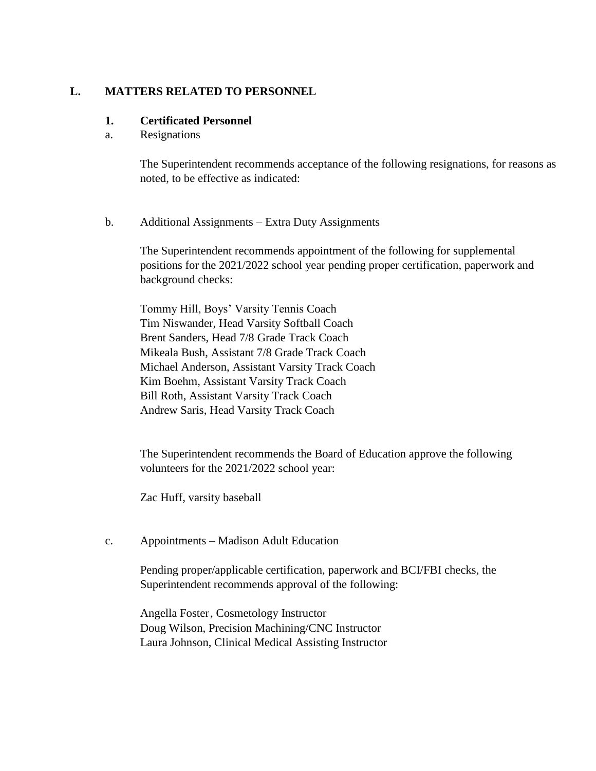## L. MATTERS RELATED TO PERSONNEL

### 1. Certificated Personnel

a. Resignations

The Superintendent recommends acceptance of the following resignations, for reasons as noted, to be effective as indicated:

b. Additional Assignments – Extra Duty Assignments

The Superintendent recommends appointment of the following for supplemental positions for the 2021/2022 school year pending proper certification, paperwork and background checks:

Tommy Hill, Boys' Varsity Tennis Coach
Tim Niswander, Head Varsity Softball Coach
Brent Sanders, Head 7/8 Grade Track Coach
Mikeala Bush, Assistant 7/8 Grade Track Coach
Michael Anderson, Assistant Varsity Track Coach
Kim Boehm, Assistant Varsity Track Coach
Bill Roth, Assistant Varsity Track Coach
Andrew Saris, Head Varsity Track Coach

The Superintendent recommends the Board of Education approve the following volunteers for the 2021/2022 school year:

Zac Huff, varsity baseball

c. Appointments – Madison Adult Education

Pending proper/applicable certification, paperwork and BCI/FBI checks, the Superintendent recommends approval of the following:

Angella Foster, Cosmetology Instructor
Doug Wilson, Precision Machining/CNC Instructor
Laura Johnson, Clinical Medical Assisting Instructor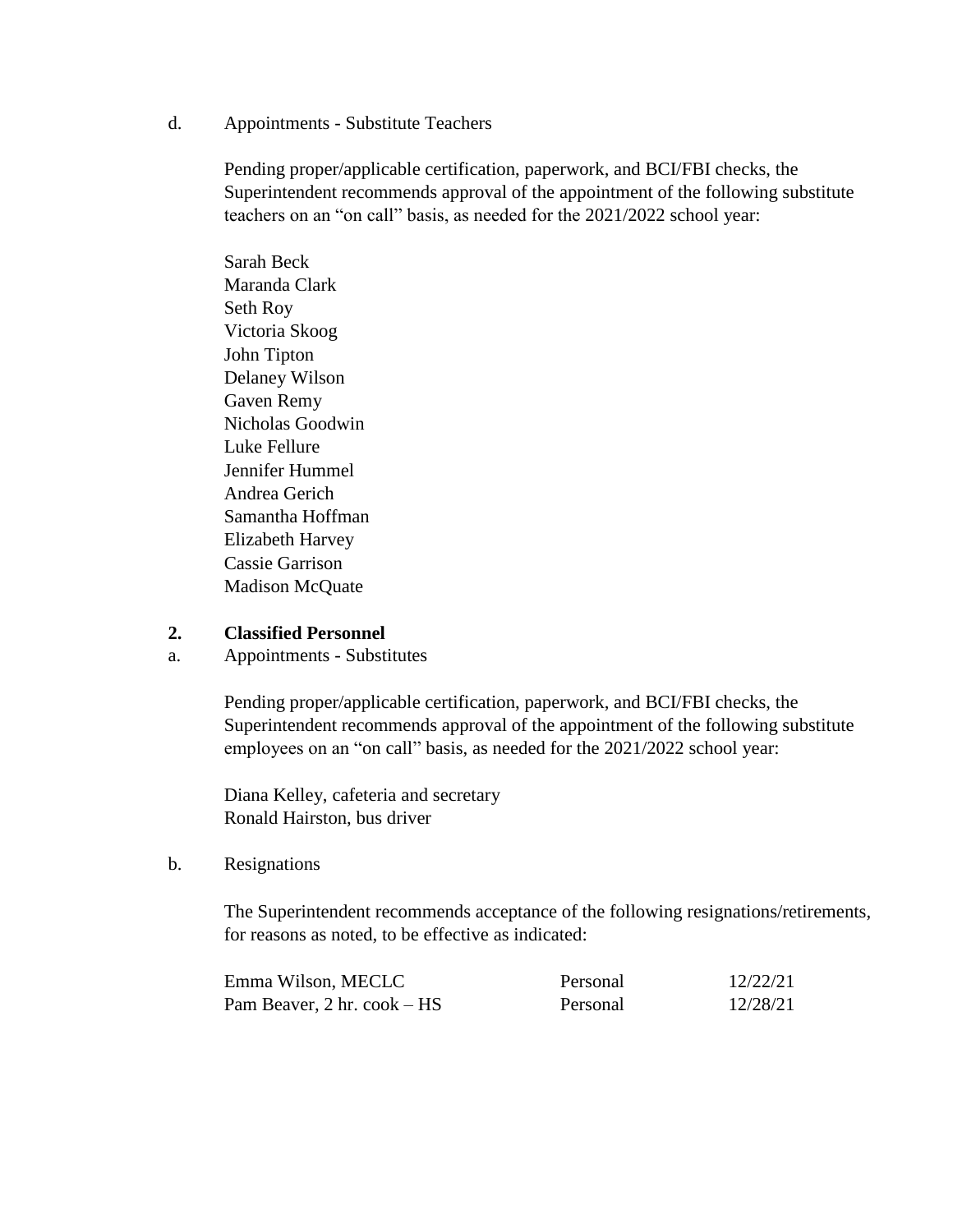d. Appointments - Substitute Teachers

Pending proper/applicable certification, paperwork, and BCI/FBI checks, the Superintendent recommends approval of the appointment of the following substitute teachers on an "on call" basis, as needed for the 2021/2022 school year:

Sarah Beck
Maranda Clark
Seth Roy
Victoria Skoog
John Tipton
Delaney Wilson
Gaven Remy
Nicholas Goodwin
Luke Fellure
Jennifer Hummel
Andrea Gerich
Samantha Hoffman
Elizabeth Harvey
Cassie Garrison
Madison McQuate

**2. Classified Personnel**

a. Appointments - Substitutes

Pending proper/applicable certification, paperwork, and BCI/FBI checks, the Superintendent recommends approval of the appointment of the following substitute employees on an "on call" basis, as needed for the 2021/2022 school year:

Diana Kelley, cafeteria and secretary
Ronald Hairston, bus driver

b. Resignations

The Superintendent recommends acceptance of the following resignations/retirements, for reasons as noted, to be effective as indicated:

| | | |
|---|---|---|
| Emma Wilson, MECLC | Personal | 12/22/21 |
| Pam Beaver, 2 hr. cook – HS | Personal | 12/28/21 |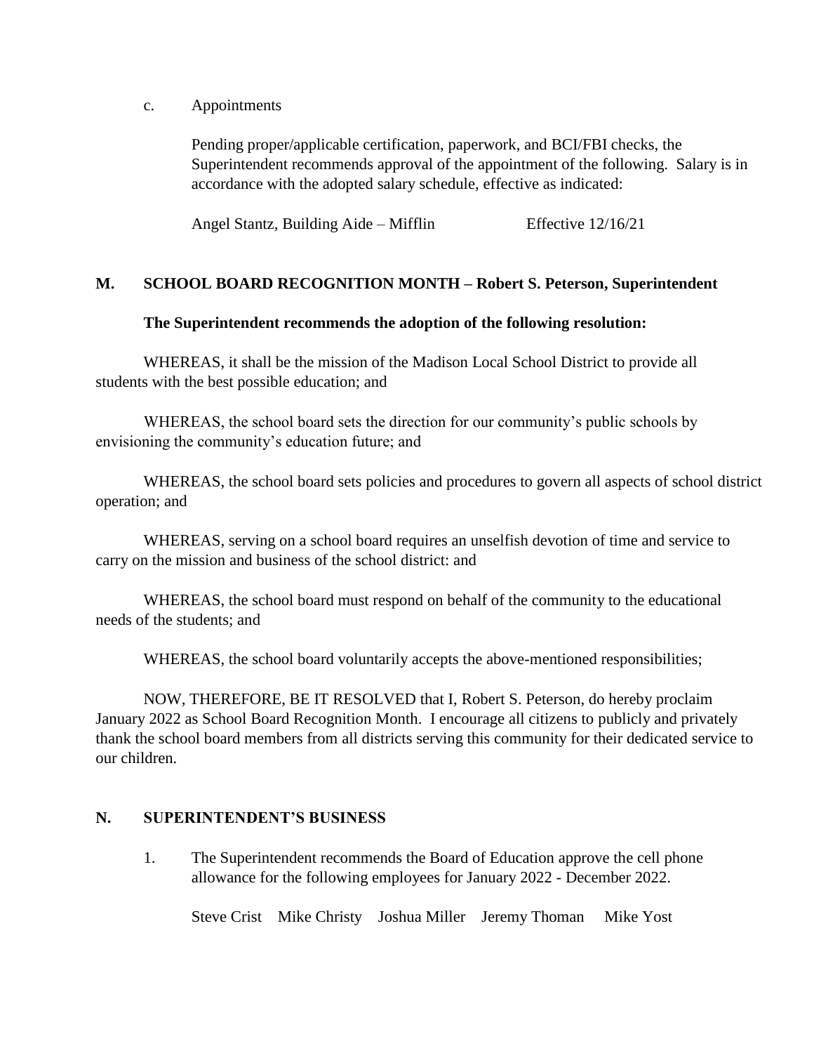c. Appointments

Pending proper/applicable certification, paperwork, and BCI/FBI checks, the Superintendent recommends approval of the appointment of the following. Salary is in accordance with the adopted salary schedule, effective as indicated:

Angel Stantz, Building Aide – Mifflin Effective 12/16/21

## M. SCHOOL BOARD RECOGNITION MONTH – Robert S. Peterson, Superintendent

**The Superintendent recommends the adoption of the following resolution:**

WHEREAS, it shall be the mission of the Madison Local School District to provide all students with the best possible education; and

WHEREAS, the school board sets the direction for our community's public schools by envisioning the community's education future; and

WHEREAS, the school board sets policies and procedures to govern all aspects of school district operation; and

WHEREAS, serving on a school board requires an unselfish devotion of time and service to carry on the mission and business of the school district: and

WHEREAS, the school board must respond on behalf of the community to the educational needs of the students; and

WHEREAS, the school board voluntarily accepts the above-mentioned responsibilities;

NOW, THEREFORE, BE IT RESOLVED that I, Robert S. Peterson, do hereby proclaim January 2022 as School Board Recognition Month. I encourage all citizens to publicly and privately thank the school board members from all districts serving this community for their dedicated service to our children.

## N. SUPERINTENDENT'S BUSINESS

1. The Superintendent recommends the Board of Education approve the cell phone allowance for the following employees for January 2022 - December 2022.

   Steve Crist Mike Christy Joshua Miller Jeremy Thoman Mike Yost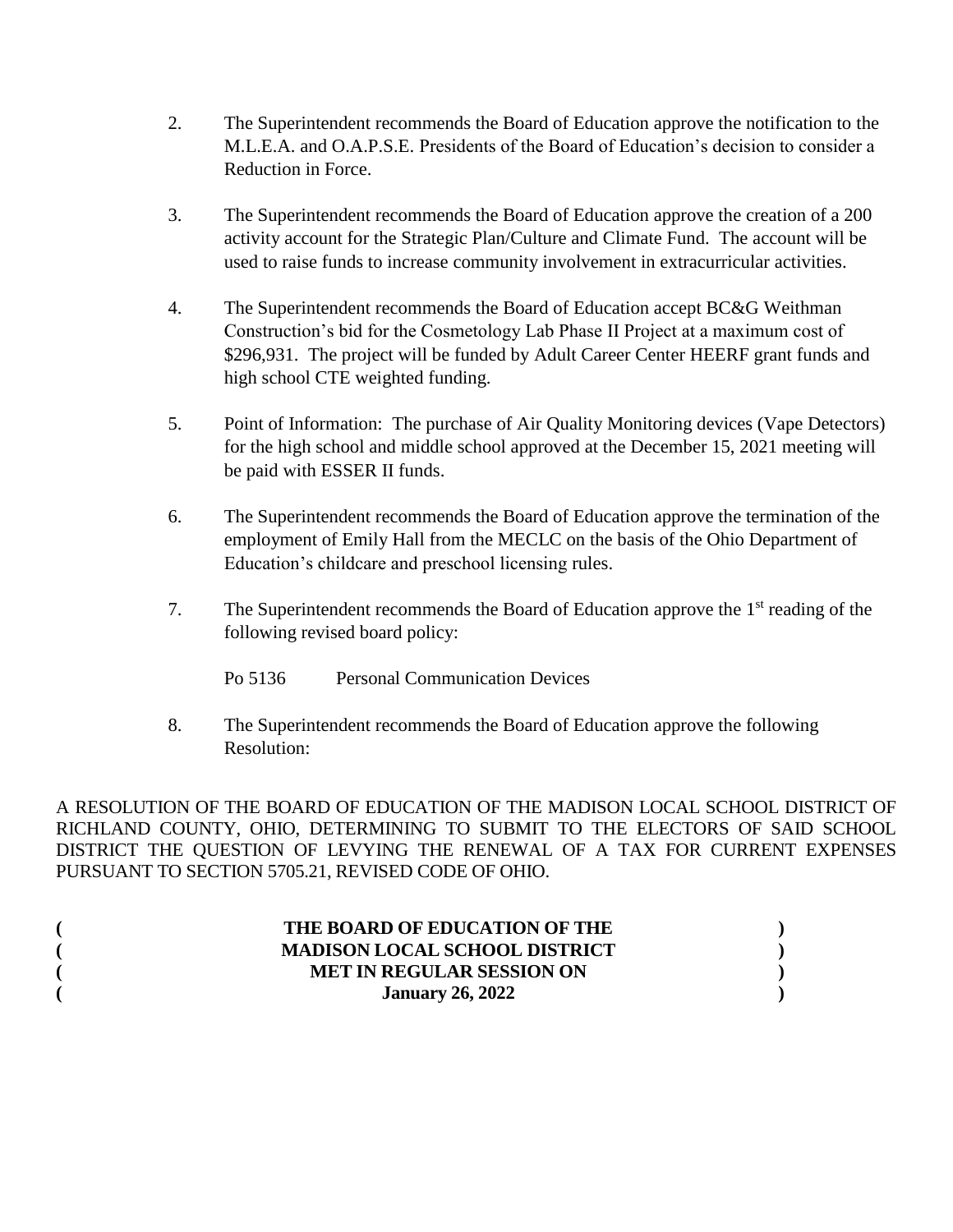2. The Superintendent recommends the Board of Education approve the notification to the M.L.E.A. and O.A.P.S.E. Presidents of the Board of Education's decision to consider a Reduction in Force.

3. The Superintendent recommends the Board of Education approve the creation of a 200 activity account for the Strategic Plan/Culture and Climate Fund. The account will be used to raise funds to increase community involvement in extracurricular activities.

4. The Superintendent recommends the Board of Education accept BC&G Weithman Construction's bid for the Cosmetology Lab Phase II Project at a maximum cost of $296,931. The project will be funded by Adult Career Center HEERF grant funds and high school CTE weighted funding.

5. Point of Information: The purchase of Air Quality Monitoring devices (Vape Detectors) for the high school and middle school approved at the December 15, 2021 meeting will be paid with ESSER II funds.

6. The Superintendent recommends the Board of Education approve the termination of the employment of Emily Hall from the MECLC on the basis of the Ohio Department of Education's childcare and preschool licensing rules.

7. The Superintendent recommends the Board of Education approve the 1st reading of the following revised board policy:

   Po 5136 Personal Communication Devices

8. The Superintendent recommends the Board of Education approve the following Resolution:

A RESOLUTION OF THE BOARD OF EDUCATION OF THE MADISON LOCAL SCHOOL DISTRICT OF RICHLAND COUNTY, OHIO, DETERMINING TO SUBMIT TO THE ELECTORS OF SAID SCHOOL DISTRICT THE QUESTION OF LEVYING THE RENEWAL OF A TAX FOR CURRENT EXPENSES PURSUANT TO SECTION 5705.21, REVISED CODE OF OHIO.

**( THE BOARD OF EDUCATION OF THE )**
**( MADISON LOCAL SCHOOL DISTRICT )**
**( MET IN REGULAR SESSION ON )**
**( January 26, 2022 )**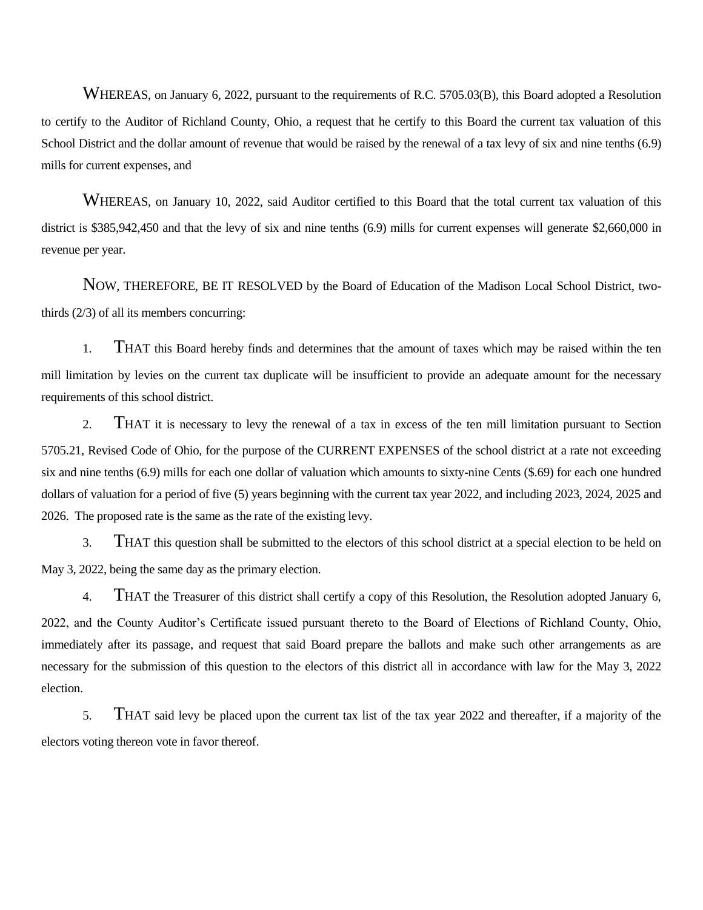WHEREAS, on January 6, 2022, pursuant to the requirements of R.C. 5705.03(B), this Board adopted a Resolution to certify to the Auditor of Richland County, Ohio, a request that he certify to this Board the current tax valuation of this School District and the dollar amount of revenue that would be raised by the renewal of a tax levy of six and nine tenths (6.9) mills for current expenses, and

WHEREAS, on January 10, 2022, said Auditor certified to this Board that the total current tax valuation of this district is $385,942,450 and that the levy of six and nine tenths (6.9) mills for current expenses will generate $2,660,000 in revenue per year.

NOW, THEREFORE, BE IT RESOLVED by the Board of Education of the Madison Local School District, two-thirds (2/3) of all its members concurring:

1. THAT this Board hereby finds and determines that the amount of taxes which may be raised within the ten mill limitation by levies on the current tax duplicate will be insufficient to provide an adequate amount for the necessary requirements of this school district.

2. THAT it is necessary to levy the renewal of a tax in excess of the ten mill limitation pursuant to Section 5705.21, Revised Code of Ohio, for the purpose of the CURRENT EXPENSES of the school district at a rate not exceeding six and nine tenths (6.9) mills for each one dollar of valuation which amounts to sixty-nine Cents ($.69) for each one hundred dollars of valuation for a period of five (5) years beginning with the current tax year 2022, and including 2023, 2024, 2025 and 2026. The proposed rate is the same as the rate of the existing levy.

3. THAT this question shall be submitted to the electors of this school district at a special election to be held on May 3, 2022, being the same day as the primary election.

4. THAT the Treasurer of this district shall certify a copy of this Resolution, the Resolution adopted January 6, 2022, and the County Auditor's Certificate issued pursuant thereto to the Board of Elections of Richland County, Ohio, immediately after its passage, and request that said Board prepare the ballots and make such other arrangements as are necessary for the submission of this question to the electors of this district all in accordance with law for the May 3, 2022 election.

5. THAT said levy be placed upon the current tax list of the tax year 2022 and thereafter, if a majority of the electors voting thereon vote in favor thereof.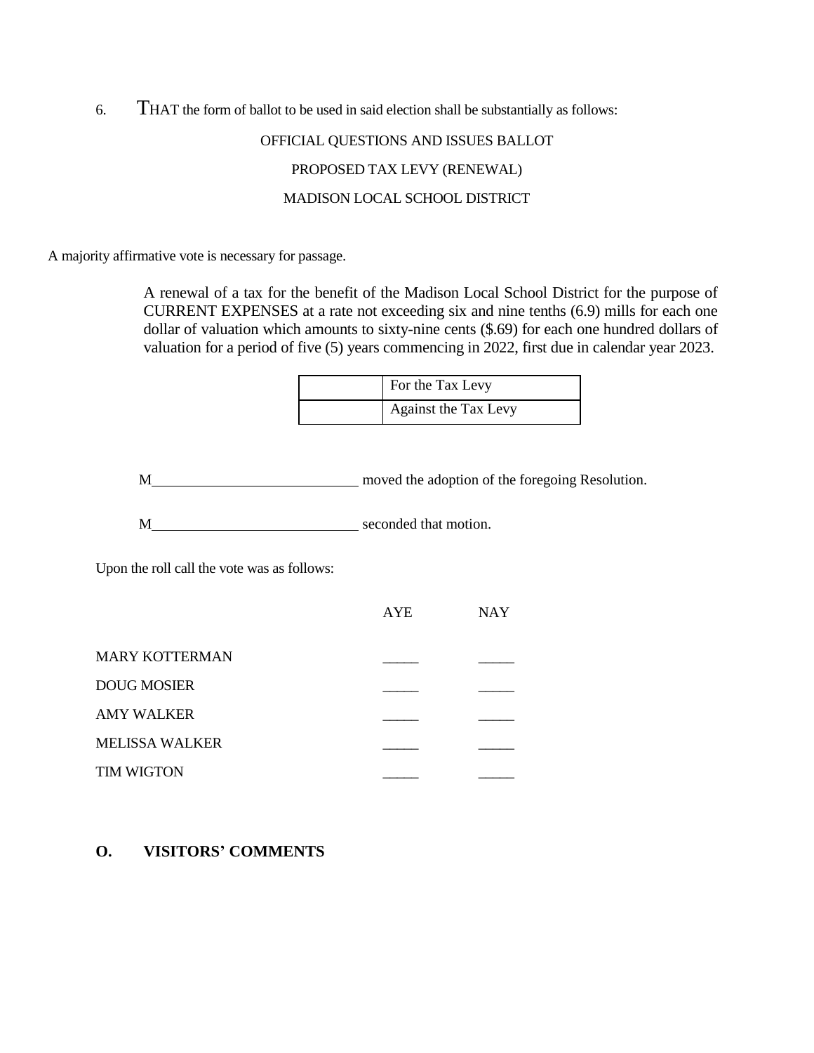6. THAT the form of ballot to be used in said election shall be substantially as follows:

OFFICIAL QUESTIONS AND ISSUES BALLOT

PROPOSED TAX LEVY (RENEWAL)

MADISON LOCAL SCHOOL DISTRICT

A majority affirmative vote is necessary for passage.

A renewal of a tax for the benefit of the Madison Local School District for the purpose of CURRENT EXPENSES at a rate not exceeding six and nine tenths (6.9) mills for each one dollar of valuation which amounts to sixty-nine cents ($.69) for each one hundred dollars of valuation for a period of five (5) years commencing in 2022, first due in calendar year 2023.

| | |
|---|---|
| | For the Tax Levy |
| | Against the Tax Levy |

M\_\_\_\_\_\_\_\_\_\_\_\_\_\_\_\_\_\_\_\_\_\_\_\_\_\_\_\_ moved the adoption of the foregoing Resolution.

M\_\_\_\_\_\_\_\_\_\_\_\_\_\_\_\_\_\_\_\_\_\_\_\_\_\_\_\_ seconded that motion.

Upon the roll call the vote was as follows:

| | AYE | NAY |
|---|---|---|
| MARY KOTTERMAN | _____ | _____ |
| DOUG MOSIER | _____ | _____ |
| AMY WALKER | _____ | _____ |
| MELISSA WALKER | _____ | _____ |
| TIM WIGTON | _____ | _____ |

**O. VISITORS' COMMENTS**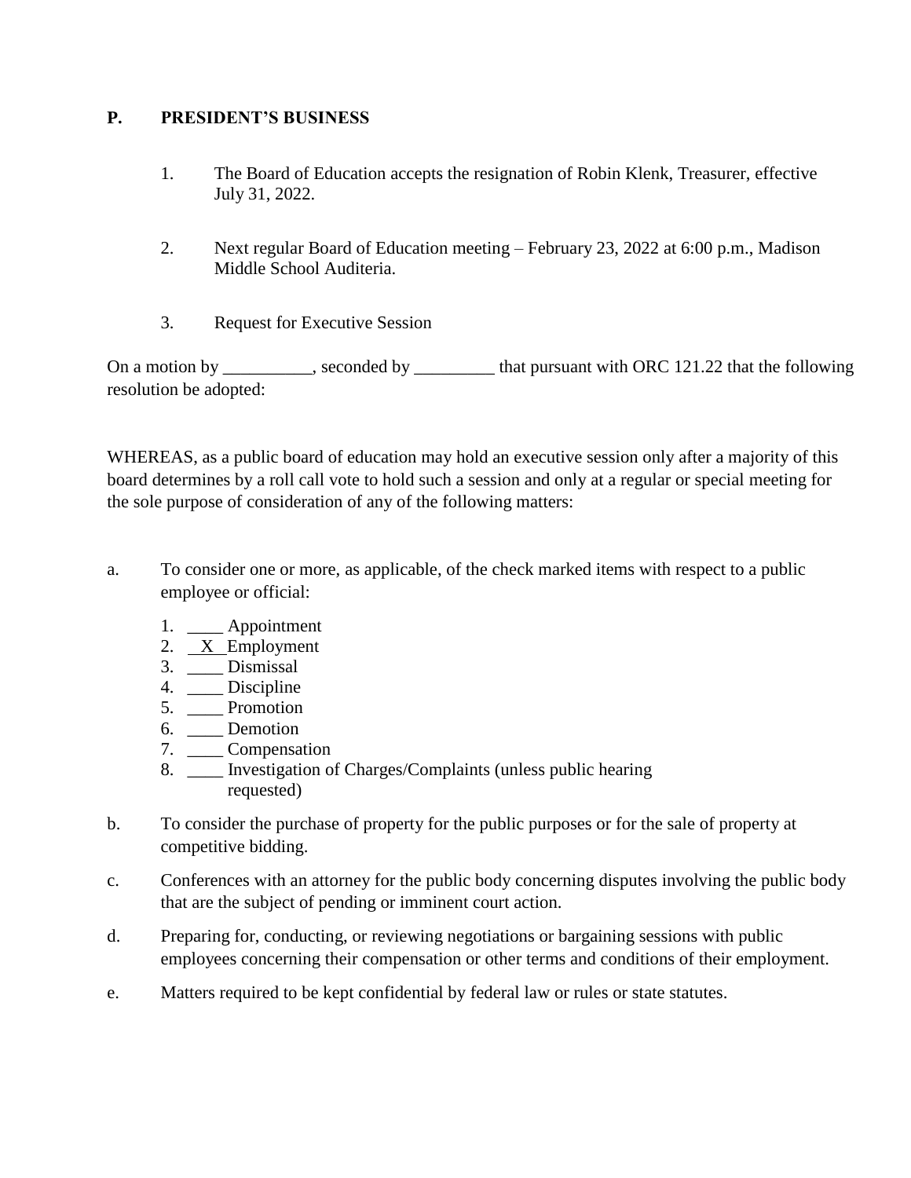## P. PRESIDENT'S BUSINESS

1. The Board of Education accepts the resignation of Robin Klenk, Treasurer, effective July 31, 2022.

2. Next regular Board of Education meeting – February 23, 2022 at 6:00 p.m., Madison Middle School Auditeria.

3. Request for Executive Session

On a motion by __________, seconded by _________ that pursuant with ORC 121.22 that the following resolution be adopted:

WHEREAS, as a public board of education may hold an executive session only after a majority of this board determines by a roll call vote to hold such a session and only at a regular or special meeting for the sole purpose of consideration of any of the following matters:

a. To consider one or more, as applicable, of the check marked items with respect to a public employee or official:

   1. ____ Appointment
   2. __X__ Employment
   3. ____ Dismissal
   4. ____ Discipline
   5. ____ Promotion
   6. ____ Demotion
   7. ____ Compensation
   8. ____ Investigation of Charges/Complaints (unless public hearing requested)

b. To consider the purchase of property for the public purposes or for the sale of property at competitive bidding.

c. Conferences with an attorney for the public body concerning disputes involving the public body that are the subject of pending or imminent court action.

d. Preparing for, conducting, or reviewing negotiations or bargaining sessions with public employees concerning their compensation or other terms and conditions of their employment.

e. Matters required to be kept confidential by federal law or rules or state statutes.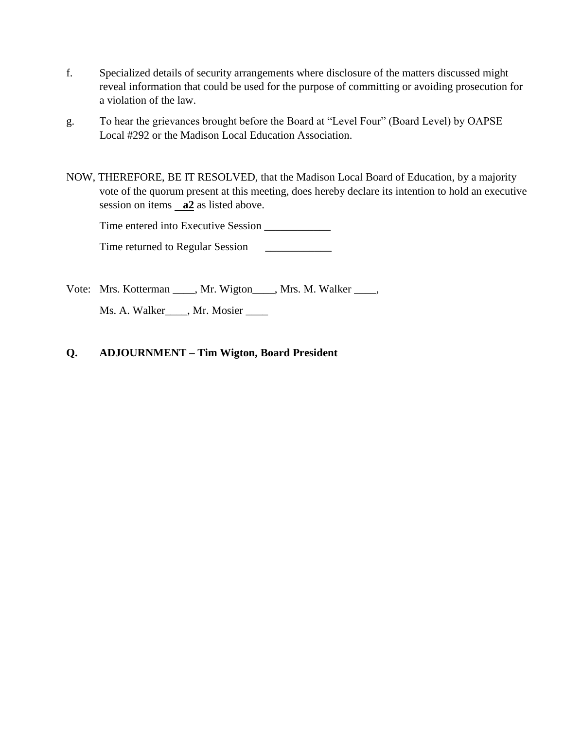f. Specialized details of security arrangements where disclosure of the matters discussed might reveal information that could be used for the purpose of committing or avoiding prosecution for a violation of the law.

g. To hear the grievances brought before the Board at "Level Four" (Board Level) by OAPSE Local #292 or the Madison Local Education Association.

NOW, THEREFORE, BE IT RESOLVED, that the Madison Local Board of Education, by a majority vote of the quorum present at this meeting, does hereby declare its intention to hold an executive session on items **a2** as listed above.

Time entered into Executive Session ____________

Time returned to Regular Session ____________

Vote: Mrs. Kotterman ____, Mr. Wigton____, Mrs. M. Walker ____,

Ms. A. Walker____, Mr. Mosier ____

**Q. ADJOURNMENT – Tim Wigton, Board President**